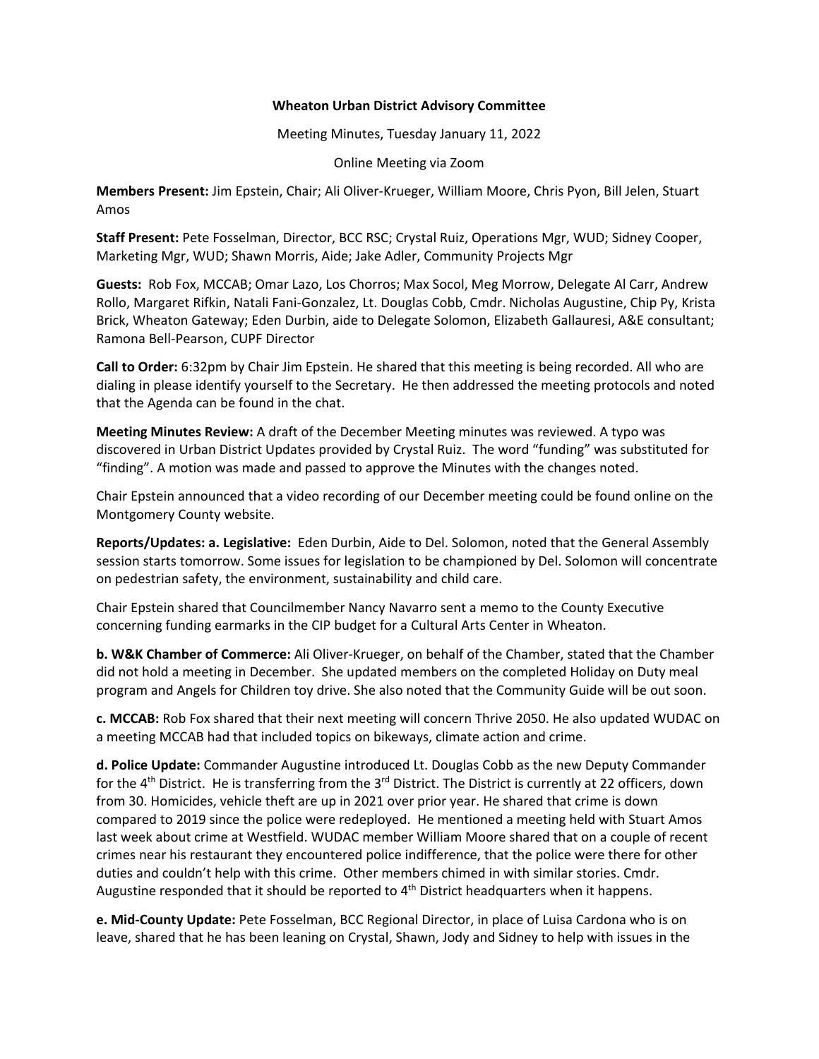**Wheaton Urban District Advisory Committee**

Meeting Minutes, Tuesday January 11, 2022

Online Meeting via Zoom

**Members Present:** Jim Epstein, Chair; Ali Oliver-Krueger, William Moore, Chris Pyon, Bill Jelen, Stuart Amos

**Staff Present:** Pete Fosselman, Director, BCC RSC; Crystal Ruiz, Operations Mgr, WUD; Sidney Cooper, Marketing Mgr, WUD; Shawn Morris, Aide; Jake Adler, Community Projects Mgr

**Guests:** Rob Fox, MCCAB; Omar Lazo, Los Chorros; Max Socol, Meg Morrow, Delegate Al Carr, Andrew Rollo, Margaret Rifkin, Natali Fani-Gonzalez, Lt. Douglas Cobb, Cmdr. Nicholas Augustine, Chip Py, Krista Brick, Wheaton Gateway; Eden Durbin, aide to Delegate Solomon, Elizabeth Gallauresi, A&E consultant; Ramona Bell-Pearson, CUPF Director

**Call to Order:** 6:32pm by Chair Jim Epstein. He shared that this meeting is being recorded. All who are dialing in please identify yourself to the Secretary. He then addressed the meeting protocols and noted that the Agenda can be found in the chat.

**Meeting Minutes Review:** A draft of the December Meeting minutes was reviewed. A typo was discovered in Urban District Updates provided by Crystal Ruiz. The word "funding" was substituted for "finding". A motion was made and passed to approve the Minutes with the changes noted.

Chair Epstein announced that a video recording of our December meeting could be found online on the Montgomery County website.

**Reports/Updates: a. Legislative:** Eden Durbin, Aide to Del. Solomon, noted that the General Assembly session starts tomorrow. Some issues for legislation to be championed by Del. Solomon will concentrate on pedestrian safety, the environment, sustainability and child care.

Chair Epstein shared that Councilmember Nancy Navarro sent a memo to the County Executive concerning funding earmarks in the CIP budget for a Cultural Arts Center in Wheaton.

**b. W&K Chamber of Commerce:** Ali Oliver-Krueger, on behalf of the Chamber, stated that the Chamber did not hold a meeting in December. She updated members on the completed Holiday on Duty meal program and Angels for Children toy drive. She also noted that the Community Guide will be out soon.

**c. MCCAB:** Rob Fox shared that their next meeting will concern Thrive 2050. He also updated WUDAC on a meeting MCCAB had that included topics on bikeways, climate action and crime.

**d. Police Update:** Commander Augustine introduced Lt. Douglas Cobb as the new Deputy Commander for the 4th District. He is transferring from the 3rd District. The District is currently at 22 officers, down from 30. Homicides, vehicle theft are up in 2021 over prior year. He shared that crime is down compared to 2019 since the police were redeployed. He mentioned a meeting held with Stuart Amos last week about crime at Westfield. WUDAC member William Moore shared that on a couple of recent crimes near his restaurant they encountered police indifference, that the police were there for other duties and couldn't help with this crime. Other members chimed in with similar stories. Cmdr. Augustine responded that it should be reported to 4th District headquarters when it happens.

**e. Mid-County Update:** Pete Fosselman, BCC Regional Director, in place of Luisa Cardona who is on leave, shared that he has been leaning on Crystal, Shawn, Jody and Sidney to help with issues in the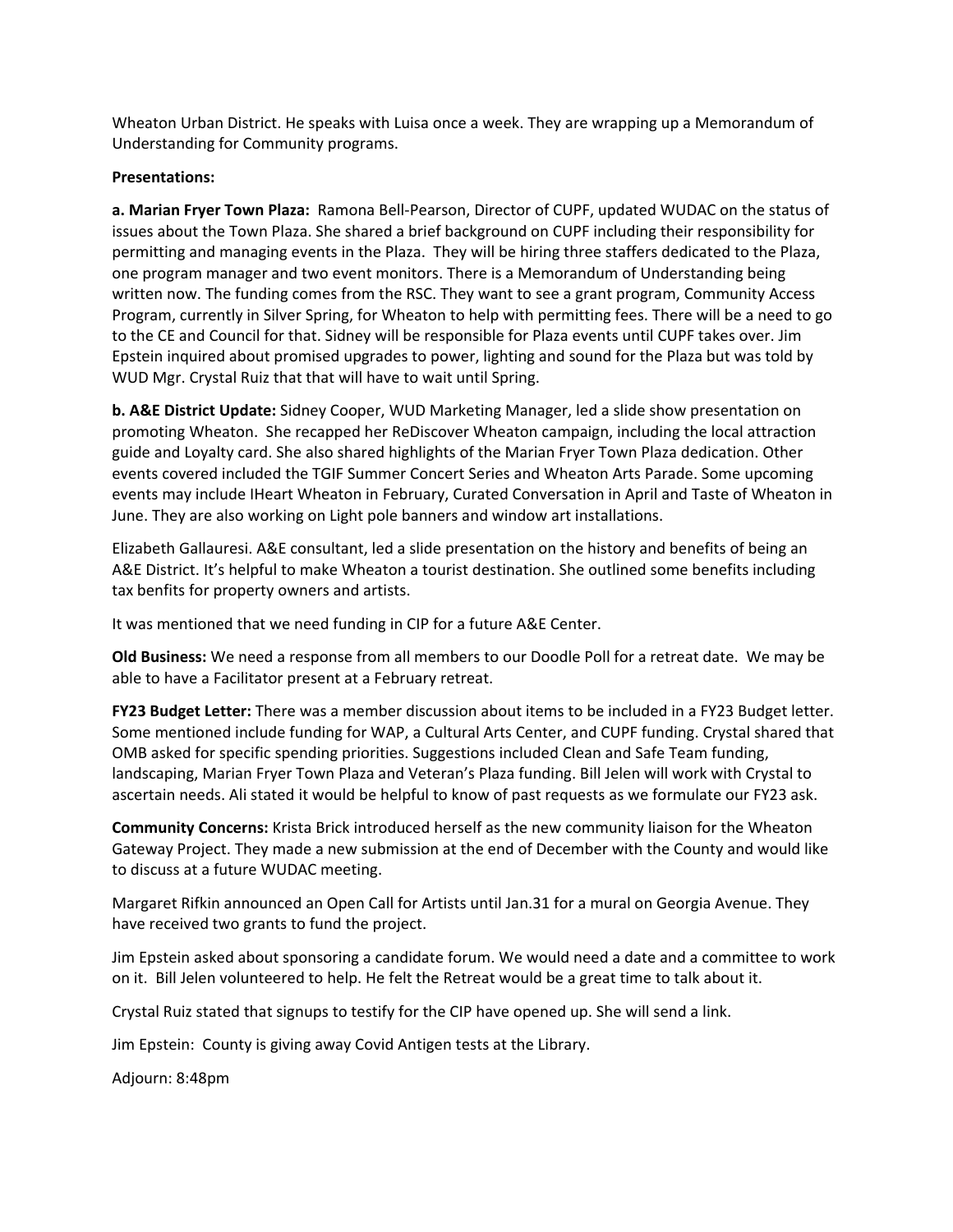Wheaton Urban District. He speaks with Luisa once a week. They are wrapping up a Memorandum of Understanding for Community programs.

**Presentations:**

**a. Marian Fryer Town Plaza:** Ramona Bell-Pearson, Director of CUPF, updated WUDAC on the status of issues about the Town Plaza. She shared a brief background on CUPF including their responsibility for permitting and managing events in the Plaza. They will be hiring three staffers dedicated to the Plaza, one program manager and two event monitors. There is a Memorandum of Understanding being written now. The funding comes from the RSC. They want to see a grant program, Community Access Program, currently in Silver Spring, for Wheaton to help with permitting fees. There will be a need to go to the CE and Council for that. Sidney will be responsible for Plaza events until CUPF takes over. Jim Epstein inquired about promised upgrades to power, lighting and sound for the Plaza but was told by WUD Mgr. Crystal Ruiz that that will have to wait until Spring.

**b. A&E District Update:** Sidney Cooper, WUD Marketing Manager, led a slide show presentation on promoting Wheaton. She recapped her ReDiscover Wheaton campaign, including the local attraction guide and Loyalty card. She also shared highlights of the Marian Fryer Town Plaza dedication. Other events covered included the TGIF Summer Concert Series and Wheaton Arts Parade. Some upcoming events may include IHeart Wheaton in February, Curated Conversation in April and Taste of Wheaton in June. They are also working on Light pole banners and window art installations.

Elizabeth Gallauresi. A&E consultant, led a slide presentation on the history and benefits of being an A&E District. It's helpful to make Wheaton a tourist destination. She outlined some benefits including tax benfits for property owners and artists.

It was mentioned that we need funding in CIP for a future A&E Center.

**Old Business:** We need a response from all members to our Doodle Poll for a retreat date. We may be able to have a Facilitator present at a February retreat.

**FY23 Budget Letter:** There was a member discussion about items to be included in a FY23 Budget letter. Some mentioned include funding for WAP, a Cultural Arts Center, and CUPF funding. Crystal shared that OMB asked for specific spending priorities. Suggestions included Clean and Safe Team funding, landscaping, Marian Fryer Town Plaza and Veteran's Plaza funding. Bill Jelen will work with Crystal to ascertain needs. Ali stated it would be helpful to know of past requests as we formulate our FY23 ask.

**Community Concerns:** Krista Brick introduced herself as the new community liaison for the Wheaton Gateway Project. They made a new submission at the end of December with the County and would like to discuss at a future WUDAC meeting.

Margaret Rifkin announced an Open Call for Artists until Jan.31 for a mural on Georgia Avenue. They have received two grants to fund the project.

Jim Epstein asked about sponsoring a candidate forum. We would need a date and a committee to work on it. Bill Jelen volunteered to help. He felt the Retreat would be a great time to talk about it.

Crystal Ruiz stated that signups to testify for the CIP have opened up. She will send a link.

Jim Epstein: County is giving away Covid Antigen tests at the Library.

Adjourn: 8:48pm